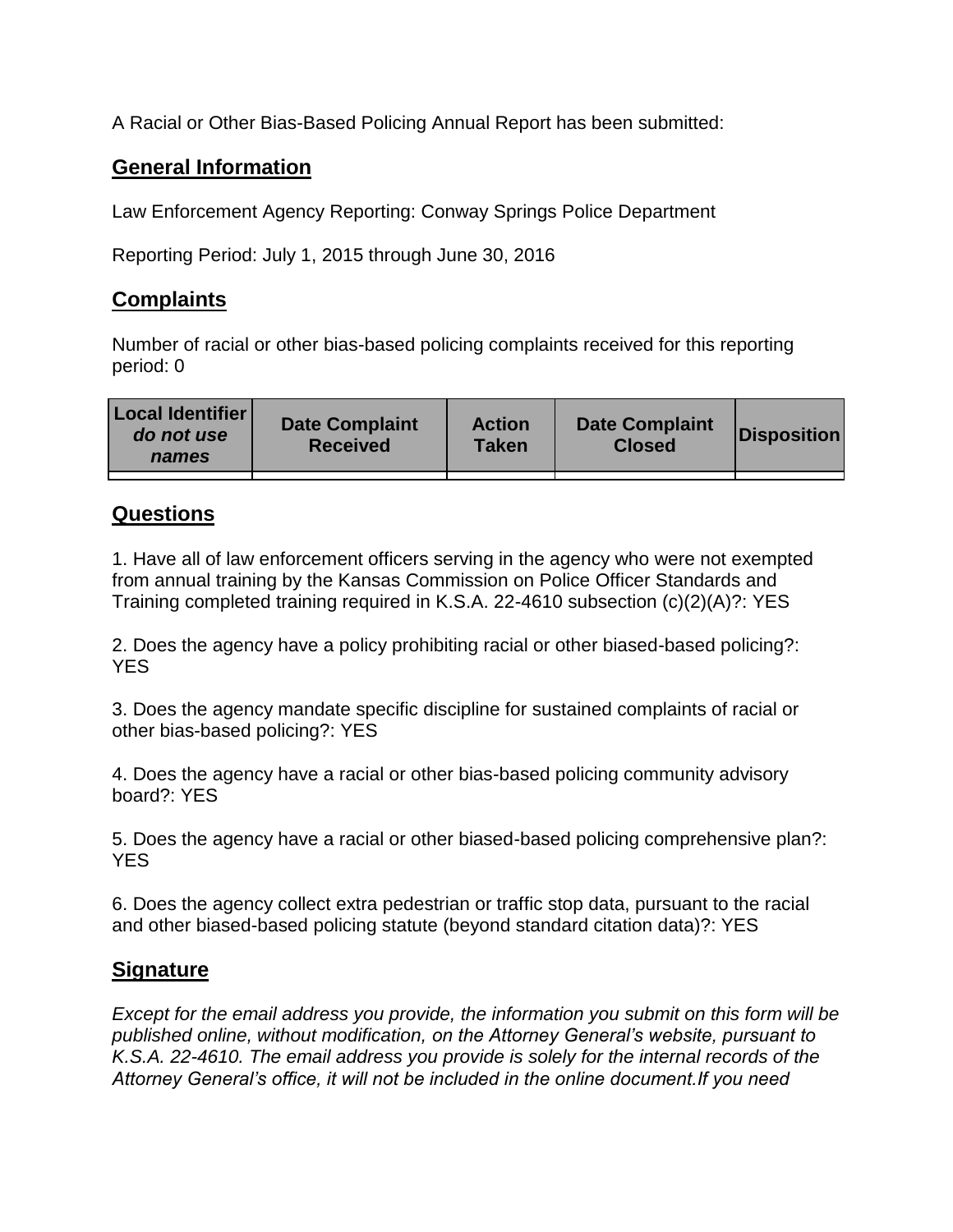A Racial or Other Bias-Based Policing Annual Report has been submitted:

## General Information

Law Enforcement Agency Reporting: Conway Springs Police Department

Reporting Period: July 1, 2015 through June 30, 2016

## Complaints

Number of racial or other bias-based policing complaints received for this reporting period: 0

| Local Identifier *do not use names* | Date Complaint Received | Action Taken | Date Complaint Closed | Disposition |
|---|---|---|---|---|
| | | | | |

## Questions

1. Have all of law enforcement officers serving in the agency who were not exempted from annual training by the Kansas Commission on Police Officer Standards and Training completed training required in K.S.A. 22-4610 subsection (c)(2)(A)?: YES

2. Does the agency have a policy prohibiting racial or other biased-based policing?: YES

3. Does the agency mandate specific discipline for sustained complaints of racial or other bias-based policing?: YES

4. Does the agency have a racial or other bias-based policing community advisory board?: YES

5. Does the agency have a racial or other biased-based policing comprehensive plan?: YES

6. Does the agency collect extra pedestrian or traffic stop data, pursuant to the racial and other biased-based policing statute (beyond standard citation data)?: YES

## Signature

*Except for the email address you provide, the information you submit on this form will be published online, without modification, on the Attorney General's website, pursuant to K.S.A. 22-4610. The email address you provide is solely for the internal records of the Attorney General's office, it will not be included in the online document.If you need*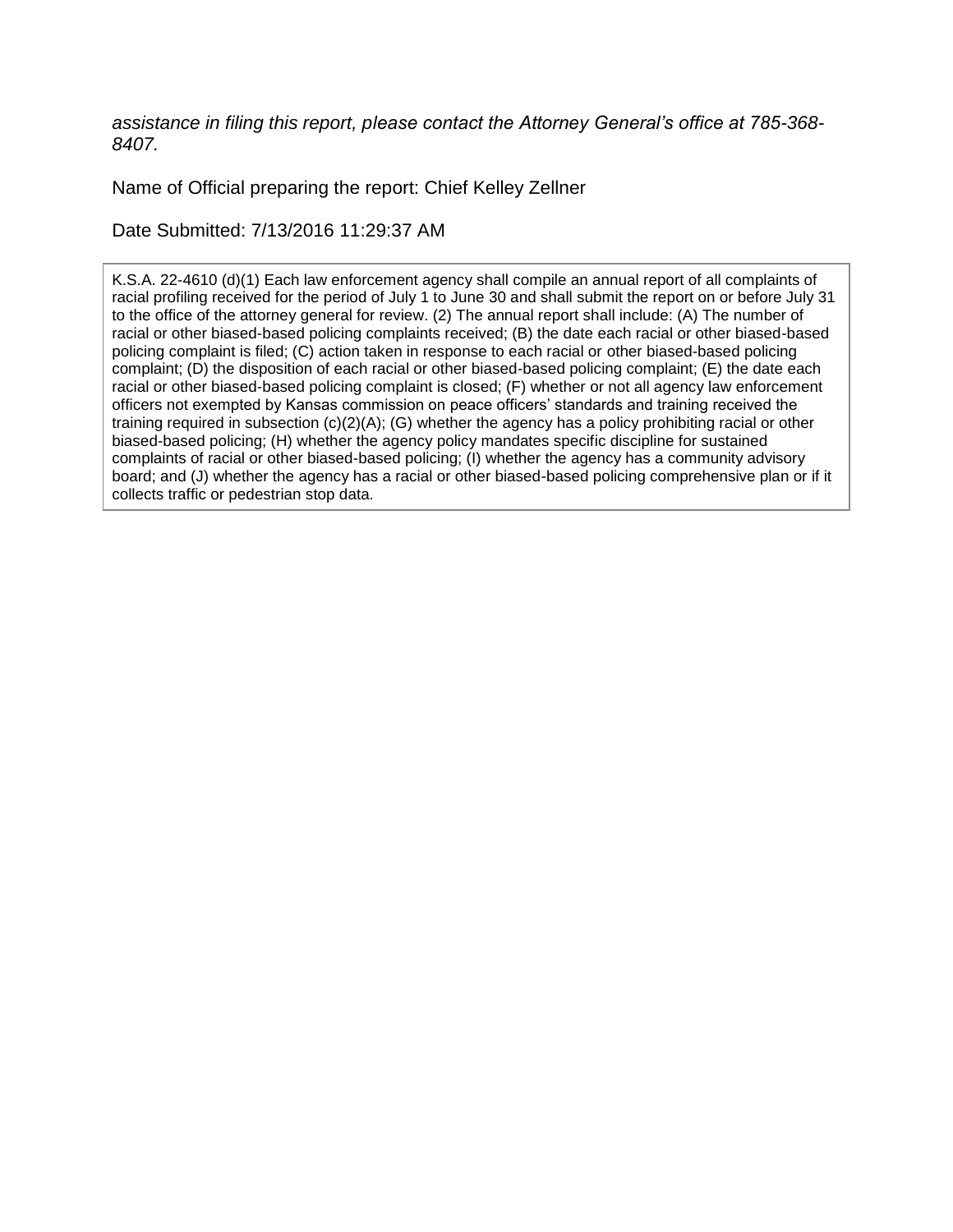*assistance in filing this report, please contact the Attorney General's office at 785-368-8407.*

Name of Official preparing the report: Chief Kelley Zellner

Date Submitted: 7/13/2016 11:29:37 AM

K.S.A. 22-4610 (d)(1) Each law enforcement agency shall compile an annual report of all complaints of racial profiling received for the period of July 1 to June 30 and shall submit the report on or before July 31 to the office of the attorney general for review. (2) The annual report shall include: (A) The number of racial or other biased-based policing complaints received; (B) the date each racial or other biased-based policing complaint is filed; (C) action taken in response to each racial or other biased-based policing complaint; (D) the disposition of each racial or other biased-based policing complaint; (E) the date each racial or other biased-based policing complaint is closed; (F) whether or not all agency law enforcement officers not exempted by Kansas commission on peace officers' standards and training received the training required in subsection (c)(2)(A); (G) whether the agency has a policy prohibiting racial or other biased-based policing; (H) whether the agency policy mandates specific discipline for sustained complaints of racial or other biased-based policing; (I) whether the agency has a community advisory board; and (J) whether the agency has a racial or other biased-based policing comprehensive plan or if it collects traffic or pedestrian stop data.